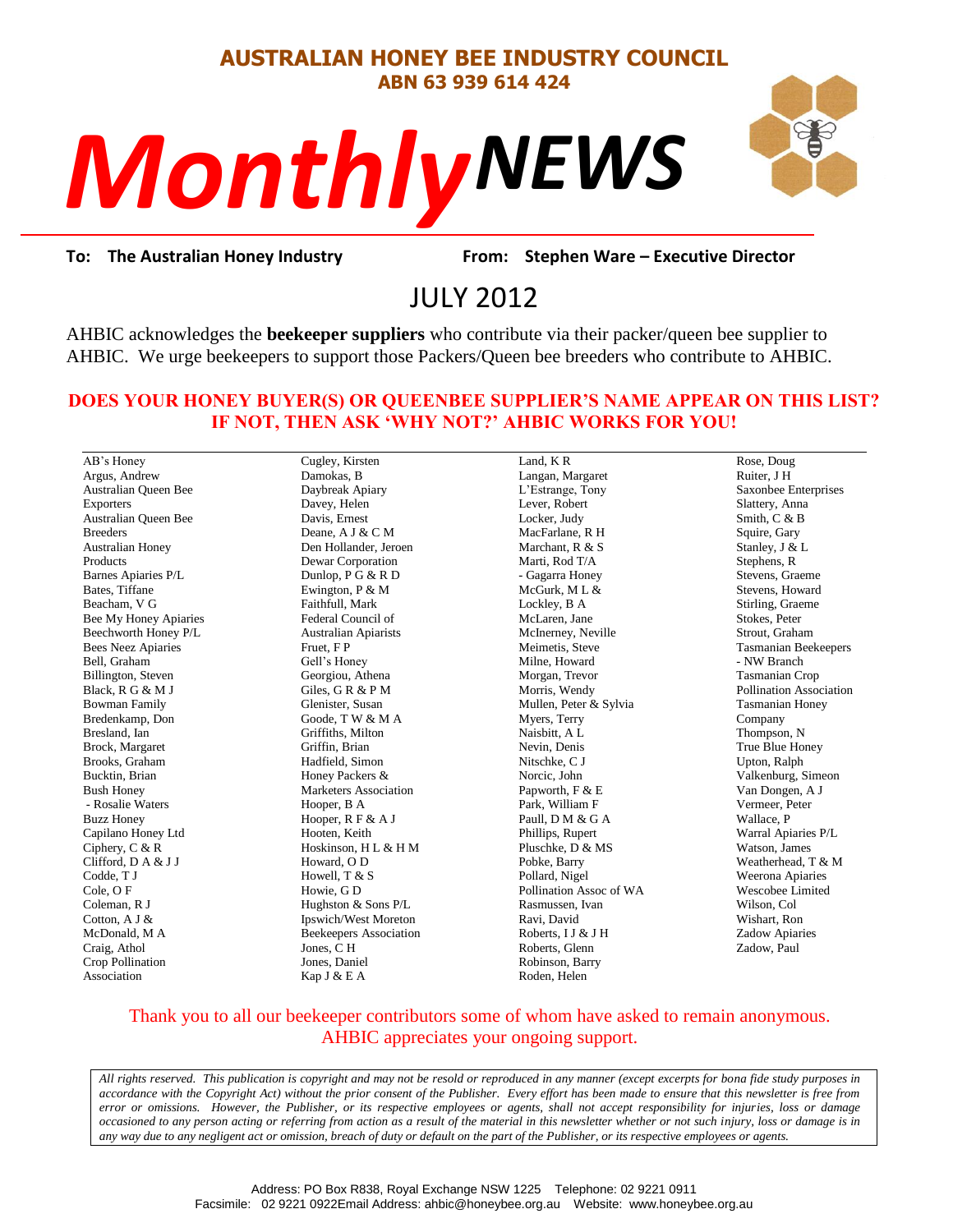# AUSTRALIAN HONEY BEE INDUSTRY COUNCIL

**ABN 63 939 614 424**

# *Monthly NEWS*

**To: The Australian Honey Industry** **From: Stephen Ware – Executive Director**

## JULY 2012

AHBIC acknowledges the **beekeeper suppliers** who contribute via their packer/queen bee supplier to AHBIC. We urge beekeepers to support those Packers/Queen bee breeders who contribute to AHBIC.

**DOES YOUR HONEY BUYER(S) OR QUEENBEE SUPPLIER'S NAME APPEAR ON THIS LIST? IF NOT, THEN ASK 'WHY NOT?' AHBIC WORKS FOR YOU!**

AB's Honey
Argus, Andrew
Australian Queen Bee Exporters
Australian Queen Bee Breeders
Australian Honey Products
Barnes Apiaries P/L
Bates, Tiffane
Beacham, V G
Bee My Honey Apiaries
Beechworth Honey P/L
Bees Neez Apiaries
Bell, Graham
Billington, Steven
Black, R G & M J
Bowman Family
Bredenkamp, Don
Bresland, Ian
Brock, Margaret
Brooks, Graham
Bucktin, Brian
Bush Honey
- Rosalie Waters
Buzz Honey
Capilano Honey Ltd
Ciphery, C & R
Clifford, D A & J J
Codde, T J
Cole, O F
Coleman, R J
Cotton, A J & McDonald, M A
Craig, Athol
Crop Pollination Association
Cugley, Kirsten
Damokas, B
Daybreak Apiary
Davey, Helen
Davis, Ernest
Deane, A J & C M
Den Hollander, Jeroen
Dewar Corporation
Dunlop, P G & R D
Ewington, P & M
Faithfull, Mark
Federal Council of Australian Apiarists
Fruet, F P
Gell's Honey
Georgiou, Athena
Giles, G R & P M
Glenister, Susan
Goode, T W & M A
Griffiths, Milton
Griffin, Brian
Hadfield, Simon
Honey Packers & Marketers Association
Hooper, B A
Hooper, R F & A J
Hooten, Keith
Hoskinson, H L & H M
Howard, O D
Howell, T & S
Howie, G D
Hughston & Sons P/L
Ipswich/West Moreton Beekeepers Association
Jones, C H
Jones, Daniel
Kap J & E A
Land, K R
Langan, Margaret
L'Estrange, Tony
Lever, Robert
Locker, Judy
MacFarlane, R H
Marchant, R & S
Marti, Rod T/A
- Gagarra Honey
McGurk, M L & Lockley, B A
McLaren, Jane
McInerney, Neville
Meimetis, Steve
Milne, Howard
Morgan, Trevor
Morris, Wendy
Mullen, Peter & Sylvia
Myers, Terry
Naisbitt, A L
Nevin, Denis
Nitschke, C J
Norcic, John
Papworth, F & E
Park, William F
Paull, D M & G A
Phillips, Rupert
Pluschke, D & MS
Pobke, Barry
Pollard, Nigel
Pollination Assoc of WA
Rasmussen, Ivan
Ravi, David
Roberts, I J & J H
Roberts, Glenn
Robinson, Barry
Roden, Helen
Rose, Doug
Ruiter, J H
Saxonbee Enterprises
Slattery, Anna
Smith, C & B
Squire, Gary
Stanley, J & L
Stephens, R
Stevens, Graeme
Stevens, Howard
Stirling, Graeme
Stokes, Peter
Strout, Graham
Tasmanian Beekeepers - NW Branch
Tasmanian Crop Pollination Association
Tasmanian Honey Company
Thompson, N
True Blue Honey
Upton, Ralph
Valkenburg, Simeon
Van Dongen, A J
Vermeer, Peter
Wallace, P
Warral Apiaries P/L
Watson, James
Weatherhead, T & M
Weerona Apiaries
Wescobee Limited
Wilson, Col
Wishart, Ron
Zadow Apiaries
Zadow, Paul

Thank you to all our beekeeper contributors some of whom have asked to remain anonymous. AHBIC appreciates your ongoing support.

*All rights reserved. This publication is copyright and may not be resold or reproduced in any manner (except excerpts for bona fide study purposes in accordance with the Copyright Act) without the prior consent of the Publisher. Every effort has been made to ensure that this newsletter is free from error or omissions. However, the Publisher, or its respective employees or agents, shall not accept responsibility for injuries, loss or damage occasioned to any person acting or referring from action as a result of the material in this newsletter whether or not such injury, loss or damage is in any way due to any negligent act or omission, breach of duty or default on the part of the Publisher, or its respective employees or agents.*

Address: PO Box R838, Royal Exchange NSW 1225 Telephone: 02 9221 0911
Facsimile: 02 9221 0922Email Address: ahbic@honeybee.org.au Website: www.honeybee.org.au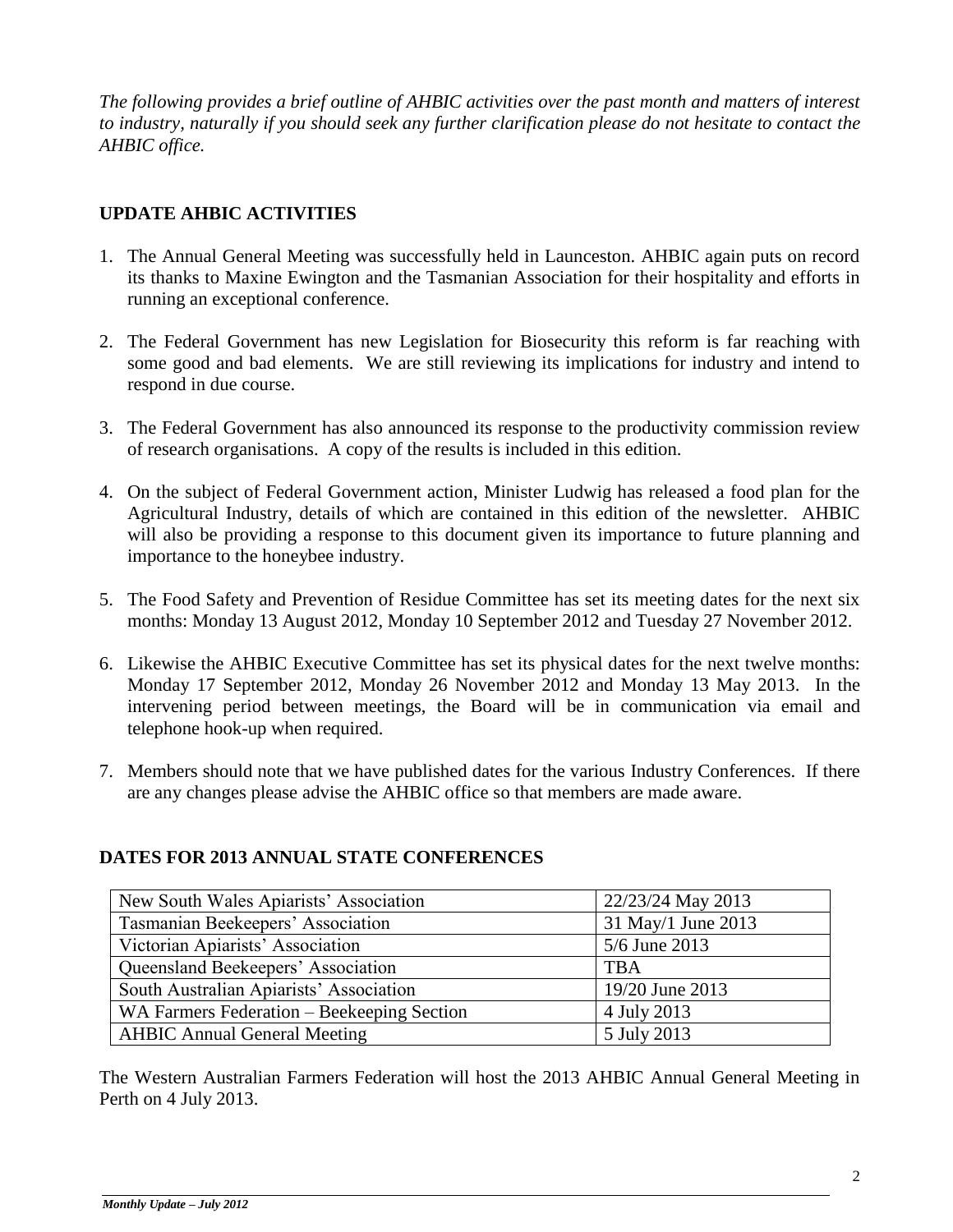*The following provides a brief outline of AHBIC activities over the past month and matters of interest to industry, naturally if you should seek any further clarification please do not hesitate to contact the AHBIC office.*

## UPDATE AHBIC ACTIVITIES

1. The Annual General Meeting was successfully held in Launceston. AHBIC again puts on record its thanks to Maxine Ewington and the Tasmanian Association for their hospitality and efforts in running an exceptional conference.

2. The Federal Government has new Legislation for Biosecurity this reform is far reaching with some good and bad elements. We are still reviewing its implications for industry and intend to respond in due course.

3. The Federal Government has also announced its response to the productivity commission review of research organisations. A copy of the results is included in this edition.

4. On the subject of Federal Government action, Minister Ludwig has released a food plan for the Agricultural Industry, details of which are contained in this edition of the newsletter. AHBIC will also be providing a response to this document given its importance to future planning and importance to the honeybee industry.

5. The Food Safety and Prevention of Residue Committee has set its meeting dates for the next six months: Monday 13 August 2012, Monday 10 September 2012 and Tuesday 27 November 2012.

6. Likewise the AHBIC Executive Committee has set its physical dates for the next twelve months: Monday 17 September 2012, Monday 26 November 2012 and Monday 13 May 2013. In the intervening period between meetings, the Board will be in communication via email and telephone hook-up when required.

7. Members should note that we have published dates for the various Industry Conferences. If there are any changes please advise the AHBIC office so that members are made aware.

## DATES FOR 2013 ANNUAL STATE CONFERENCES

| | |
|---|---|
| New South Wales Apiarists' Association | 22/23/24 May 2013 |
| Tasmanian Beekeepers' Association | 31 May/1 June 2013 |
| Victorian Apiarists' Association | 5/6 June 2013 |
| Queensland Beekeepers' Association | TBA |
| South Australian Apiarists' Association | 19/20 June 2013 |
| WA Farmers Federation – Beekeeping Section | 4 July 2013 |
| AHBIC Annual General Meeting | 5 July 2013 |

The Western Australian Farmers Federation will host the 2013 AHBIC Annual General Meeting in Perth on 4 July 2013.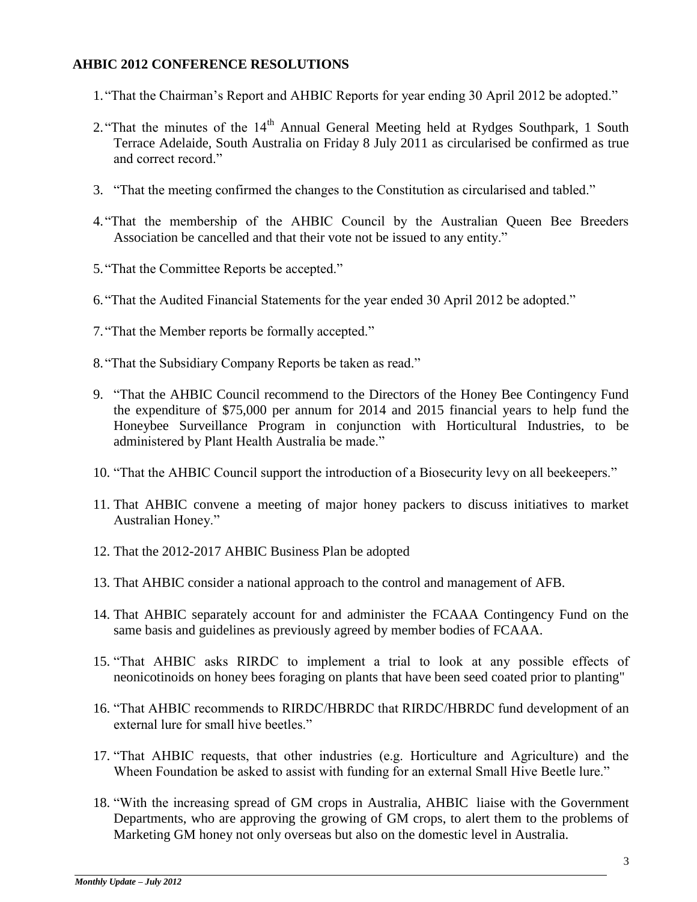## AHBIC 2012 CONFERENCE RESOLUTIONS

1. "That the Chairman's Report and AHBIC Reports for year ending 30 April 2012 be adopted."

2. "That the minutes of the 14th Annual General Meeting held at Rydges Southpark, 1 South Terrace Adelaide, South Australia on Friday 8 July 2011 as circularised be confirmed as true and correct record."

3. "That the meeting confirmed the changes to the Constitution as circularised and tabled."

4. "That the membership of the AHBIC Council by the Australian Queen Bee Breeders Association be cancelled and that their vote not be issued to any entity."

5. "That the Committee Reports be accepted."

6. "That the Audited Financial Statements for the year ended 30 April 2012 be adopted."

7. "That the Member reports be formally accepted."

8. "That the Subsidiary Company Reports be taken as read."

9. "That the AHBIC Council recommend to the Directors of the Honey Bee Contingency Fund the expenditure of $75,000 per annum for 2014 and 2015 financial years to help fund the Honeybee Surveillance Program in conjunction with Horticultural Industries, to be administered by Plant Health Australia be made."

10. "That the AHBIC Council support the introduction of a Biosecurity levy on all beekeepers."

11. That AHBIC convene a meeting of major honey packers to discuss initiatives to market Australian Honey."

12. That the 2012-2017 AHBIC Business Plan be adopted

13. That AHBIC consider a national approach to the control and management of AFB.

14. That AHBIC separately account for and administer the FCAAA Contingency Fund on the same basis and guidelines as previously agreed by member bodies of FCAAA.

15. "That AHBIC asks RIRDC to implement a trial to look at any possible effects of neonicotinoids on honey bees foraging on plants that have been seed coated prior to planting"

16. "That AHBIC recommends to RIRDC/HBRDC that RIRDC/HBRDC fund development of an external lure for small hive beetles."

17. "That AHBIC requests, that other industries (e.g. Horticulture and Agriculture) and the Wheen Foundation be asked to assist with funding for an external Small Hive Beetle lure."

18. "With the increasing spread of GM crops in Australia, AHBIC liaise with the Government Departments, who are approving the growing of GM crops, to alert them to the problems of Marketing GM honey not only overseas but also on the domestic level in Australia.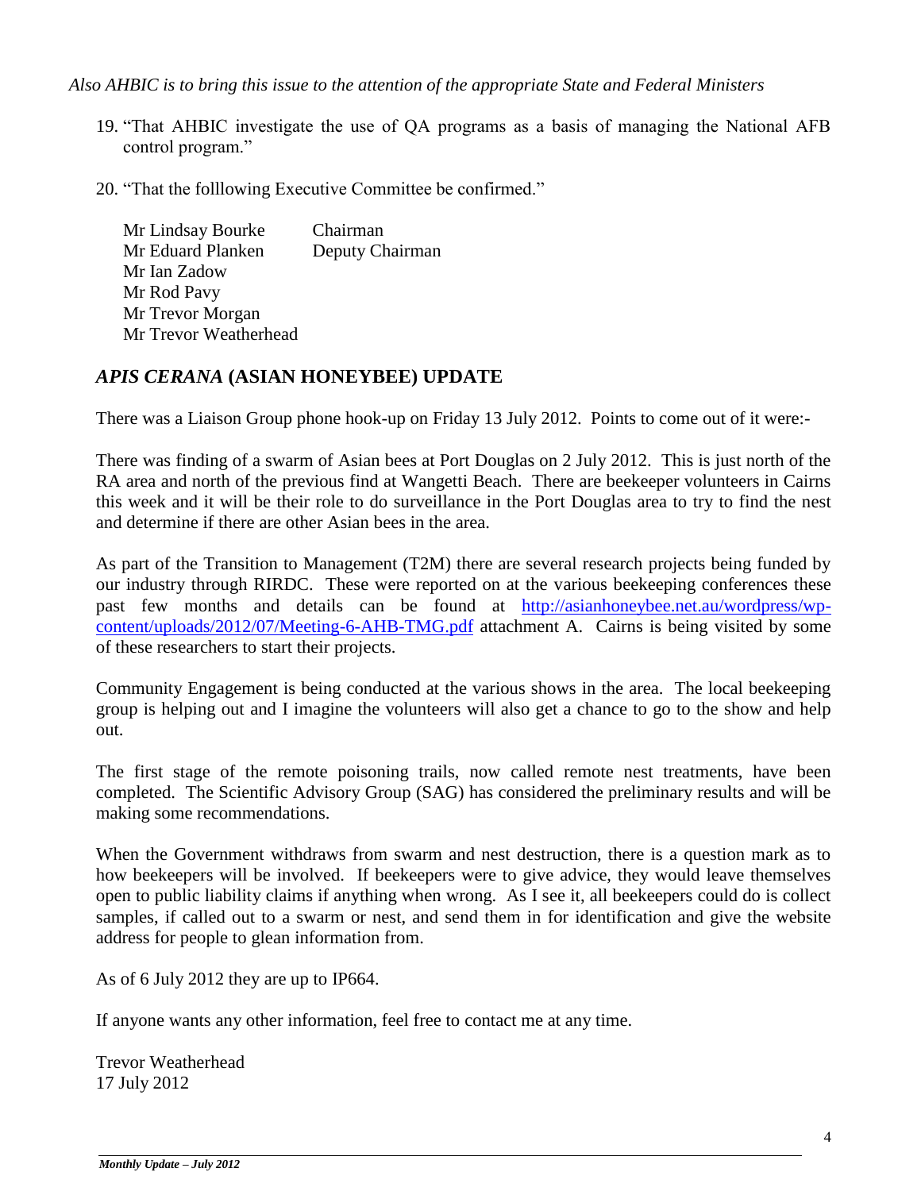*Also AHBIC is to bring this issue to the attention of the appropriate State and Federal Ministers*

19. "That AHBIC investigate the use of QA programs as a basis of managing the National AFB control program."

20. "That the folllowing Executive Committee be confirmed."

| | |
|---|---|
| Mr Lindsay Bourke | Chairman |
| Mr Eduard Planken | Deputy Chairman |
| Mr Ian Zadow | |
| Mr Rod Pavy | |
| Mr Trevor Morgan | |
| Mr Trevor Weatherhead | |

## *APIS CERANA* (ASIAN HONEYBEE) UPDATE

There was a Liaison Group phone hook-up on Friday 13 July 2012. Points to come out of it were:-

There was finding of a swarm of Asian bees at Port Douglas on 2 July 2012. This is just north of the RA area and north of the previous find at Wangetti Beach. There are beekeeper volunteers in Cairns this week and it will be their role to do surveillance in the Port Douglas area to try to find the nest and determine if there are other Asian bees in the area.

As part of the Transition to Management (T2M) there are several research projects being funded by our industry through RIRDC. These were reported on at the various beekeeping conferences these past few months and details can be found at http://asianhoneybee.net.au/wordpress/wp-content/uploads/2012/07/Meeting-6-AHB-TMG.pdf attachment A. Cairns is being visited by some of these researchers to start their projects.

Community Engagement is being conducted at the various shows in the area. The local beekeeping group is helping out and I imagine the volunteers will also get a chance to go to the show and help out.

The first stage of the remote poisoning trails, now called remote nest treatments, have been completed. The Scientific Advisory Group (SAG) has considered the preliminary results and will be making some recommendations.

When the Government withdraws from swarm and nest destruction, there is a question mark as to how beekeepers will be involved. If beekeepers were to give advice, they would leave themselves open to public liability claims if anything when wrong. As I see it, all beekeepers could do is collect samples, if called out to a swarm or nest, and send them in for identification and give the website address for people to glean information from.

As of 6 July 2012 they are up to IP664.

If anyone wants any other information, feel free to contact me at any time.

Trevor Weatherhead
17 July 2012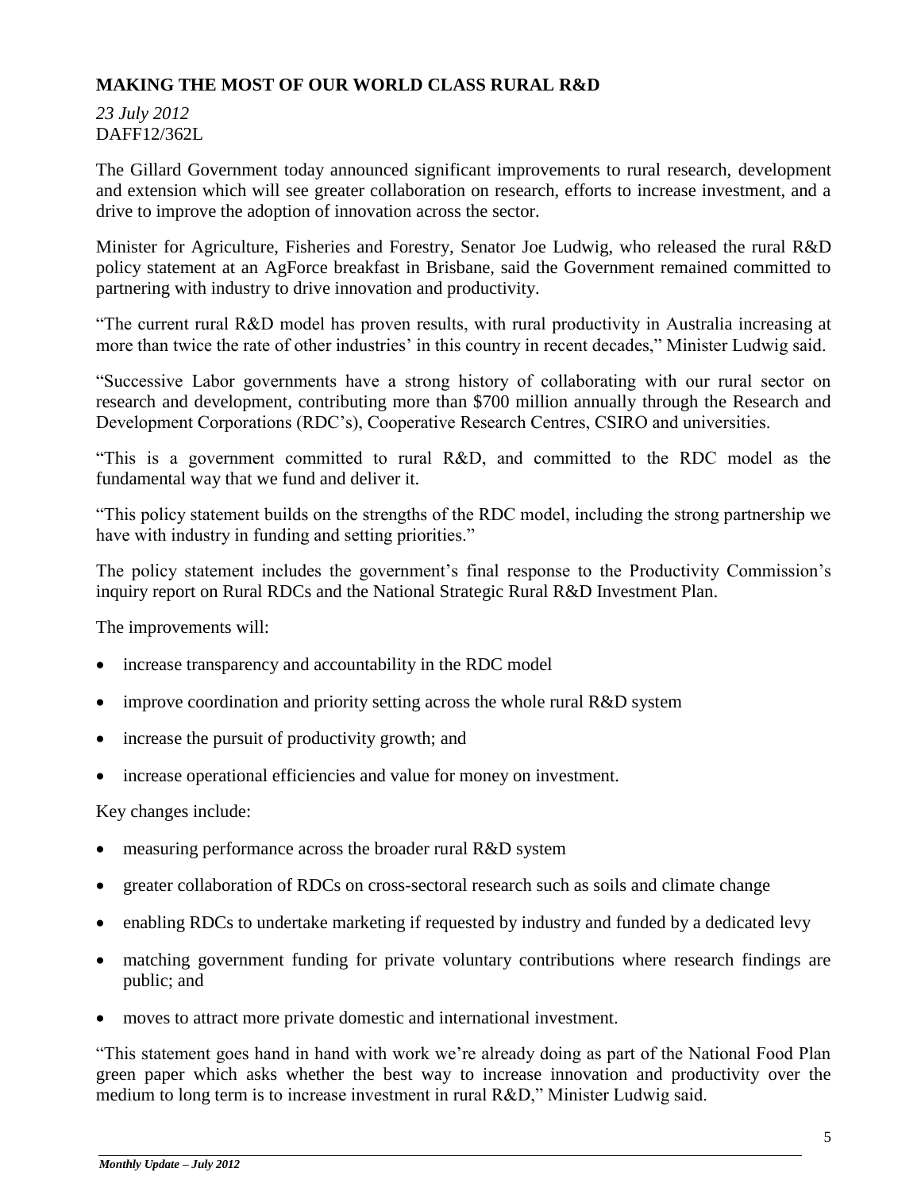## MAKING THE MOST OF OUR WORLD CLASS RURAL R&D

*23 July 2012*
DAFF12/362L

The Gillard Government today announced significant improvements to rural research, development and extension which will see greater collaboration on research, efforts to increase investment, and a drive to improve the adoption of innovation across the sector.

Minister for Agriculture, Fisheries and Forestry, Senator Joe Ludwig, who released the rural R&D policy statement at an AgForce breakfast in Brisbane, said the Government remained committed to partnering with industry to drive innovation and productivity.

"The current rural R&D model has proven results, with rural productivity in Australia increasing at more than twice the rate of other industries' in this country in recent decades," Minister Ludwig said.

"Successive Labor governments have a strong history of collaborating with our rural sector on research and development, contributing more than $700 million annually through the Research and Development Corporations (RDC's), Cooperative Research Centres, CSIRO and universities.

"This is a government committed to rural R&D, and committed to the RDC model as the fundamental way that we fund and deliver it.

"This policy statement builds on the strengths of the RDC model, including the strong partnership we have with industry in funding and setting priorities."

The policy statement includes the government's final response to the Productivity Commission's inquiry report on Rural RDCs and the National Strategic Rural R&D Investment Plan.

The improvements will:

- increase transparency and accountability in the RDC model
- improve coordination and priority setting across the whole rural R&D system
- increase the pursuit of productivity growth; and
- increase operational efficiencies and value for money on investment.

Key changes include:

- measuring performance across the broader rural R&D system
- greater collaboration of RDCs on cross-sectoral research such as soils and climate change
- enabling RDCs to undertake marketing if requested by industry and funded by a dedicated levy
- matching government funding for private voluntary contributions where research findings are public; and
- moves to attract more private domestic and international investment.

"This statement goes hand in hand with work we're already doing as part of the National Food Plan green paper which asks whether the best way to increase innovation and productivity over the medium to long term is to increase investment in rural R&D," Minister Ludwig said.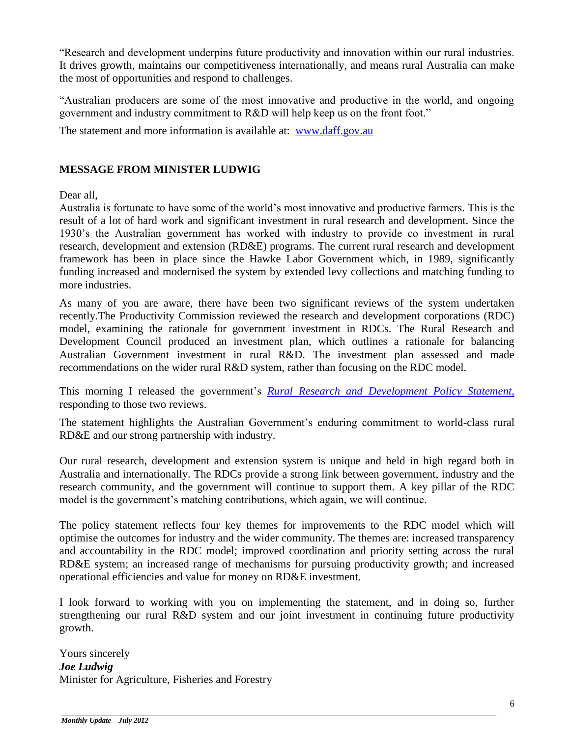"Research and development underpins future productivity and innovation within our rural industries. It drives growth, maintains our competitiveness internationally, and means rural Australia can make the most of opportunities and respond to challenges.

"Australian producers are some of the most innovative and productive in the world, and ongoing government and industry commitment to R&D will help keep us on the front foot."

The statement and more information is available at: [www.daff.gov.au](www.daff.gov.au)

## MESSAGE FROM MINISTER LUDWIG

Dear all,

Australia is fortunate to have some of the world's most innovative and productive farmers. This is the result of a lot of hard work and significant investment in rural research and development. Since the 1930's the Australian government has worked with industry to provide co investment in rural research, development and extension (RD&E) programs. The current rural research and development framework has been in place since the Hawke Labor Government which, in 1989, significantly funding increased and modernised the system by extended levy collections and matching funding to more industries.

As many of you are aware, there have been two significant reviews of the system undertaken recently.The Productivity Commission reviewed the research and development corporations (RDC) model, examining the rationale for government investment in RDCs. The Rural Research and Development Council produced an investment plan, which outlines a rationale for balancing Australian Government investment in rural R&D. The investment plan assessed and made recommendations on the wider rural R&D system, rather than focusing on the RDC model.

This morning I released the government's *Rural Research and Development Policy Statement,* responding to those two reviews.

The statement highlights the Australian Government's enduring commitment to world-class rural RD&E and our strong partnership with industry.

Our rural research, development and extension system is unique and held in high regard both in Australia and internationally. The RDCs provide a strong link between government, industry and the research community, and the government will continue to support them. A key pillar of the RDC model is the government's matching contributions, which again, we will continue.

The policy statement reflects four key themes for improvements to the RDC model which will optimise the outcomes for industry and the wider community. The themes are: increased transparency and accountability in the RDC model; improved coordination and priority setting across the rural RD&E system; an increased range of mechanisms for pursuing productivity growth; and increased operational efficiencies and value for money on RD&E investment.

I look forward to working with you on implementing the statement, and in doing so, further strengthening our rural R&D system and our joint investment in continuing future productivity growth.

Yours sincerely  
***Joe Ludwig***  
Minister for Agriculture, Fisheries and Forestry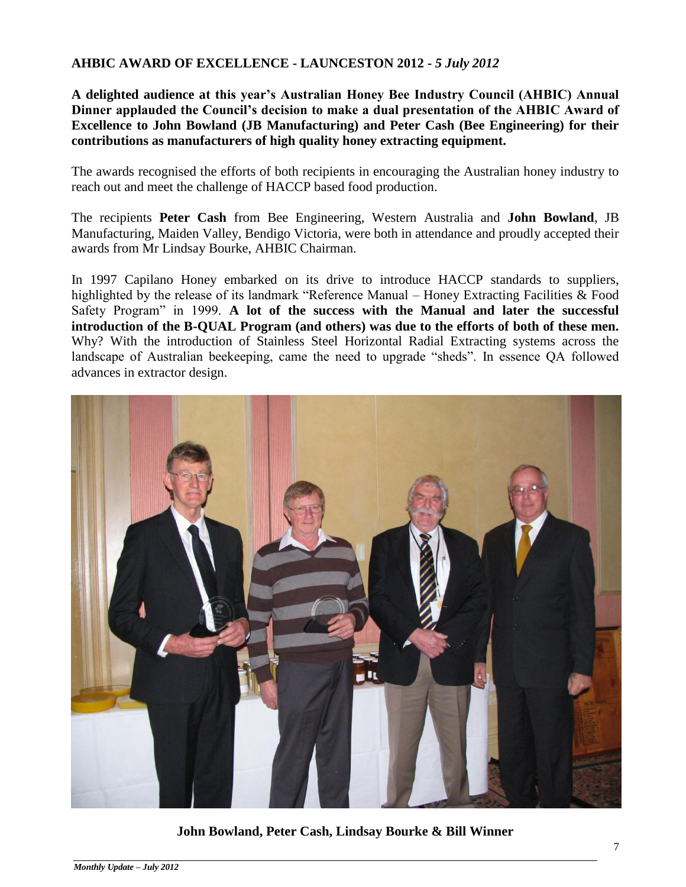## AHBIC AWARD OF EXCELLENCE - LAUNCESTON 2012 - *5 July 2012*

**A delighted audience at this year's Australian Honey Bee Industry Council (AHBIC) Annual Dinner applauded the Council's decision to make a dual presentation of the AHBIC Award of Excellence to John Bowland (JB Manufacturing) and Peter Cash (Bee Engineering) for their contributions as manufacturers of high quality honey extracting equipment.**

The awards recognised the efforts of both recipients in encouraging the Australian honey industry to reach out and meet the challenge of HACCP based food production.

The recipients **Peter Cash** from Bee Engineering, Western Australia and **John Bowland**, JB Manufacturing, Maiden Valley, Bendigo Victoria, were both in attendance and proudly accepted their awards from Mr Lindsay Bourke, AHBIC Chairman.

In 1997 Capilano Honey embarked on its drive to introduce HACCP standards to suppliers, highlighted by the release of its landmark "Reference Manual – Honey Extracting Facilities & Food Safety Program" in 1999. **A lot of the success with the Manual and later the successful introduction of the B-QUAL Program (and others) was due to the efforts of both of these men.** Why? With the introduction of Stainless Steel Horizontal Radial Extracting systems across the landscape of Australian beekeeping, came the need to upgrade "sheds". In essence QA followed advances in extractor design.

**John Bowland, Peter Cash, Lindsay Bourke & Bill Winner**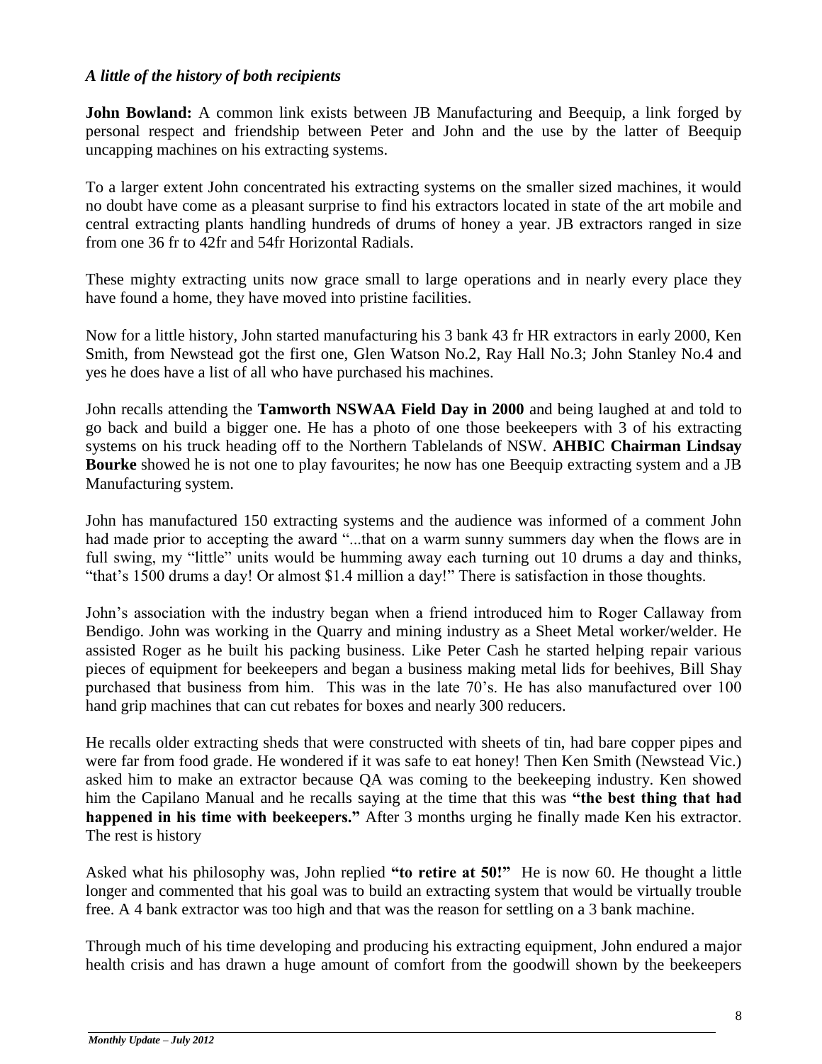### *A little of the history of both recipients*

**John Bowland:** A common link exists between JB Manufacturing and Beequip, a link forged by personal respect and friendship between Peter and John and the use by the latter of Beequip uncapping machines on his extracting systems.

To a larger extent John concentrated his extracting systems on the smaller sized machines, it would no doubt have come as a pleasant surprise to find his extractors located in state of the art mobile and central extracting plants handling hundreds of drums of honey a year. JB extractors ranged in size from one 36 fr to 42fr and 54fr Horizontal Radials.

These mighty extracting units now grace small to large operations and in nearly every place they have found a home, they have moved into pristine facilities.

Now for a little history, John started manufacturing his 3 bank 43 fr HR extractors in early 2000, Ken Smith, from Newstead got the first one, Glen Watson No.2, Ray Hall No.3; John Stanley No.4 and yes he does have a list of all who have purchased his machines.

John recalls attending the **Tamworth NSWAA Field Day in 2000** and being laughed at and told to go back and build a bigger one. He has a photo of one those beekeepers with 3 of his extracting systems on his truck heading off to the Northern Tablelands of NSW. **AHBIC Chairman Lindsay Bourke** showed he is not one to play favourites; he now has one Beequip extracting system and a JB Manufacturing system.

John has manufactured 150 extracting systems and the audience was informed of a comment John had made prior to accepting the award "...that on a warm sunny summers day when the flows are in full swing, my "little" units would be humming away each turning out 10 drums a day and thinks, "that's 1500 drums a day! Or almost $1.4 million a day!" There is satisfaction in those thoughts.

John's association with the industry began when a friend introduced him to Roger Callaway from Bendigo. John was working in the Quarry and mining industry as a Sheet Metal worker/welder. He assisted Roger as he built his packing business. Like Peter Cash he started helping repair various pieces of equipment for beekeepers and began a business making metal lids for beehives, Bill Shay purchased that business from him. This was in the late 70's. He has also manufactured over 100 hand grip machines that can cut rebates for boxes and nearly 300 reducers.

He recalls older extracting sheds that were constructed with sheets of tin, had bare copper pipes and were far from food grade. He wondered if it was safe to eat honey! Then Ken Smith (Newstead Vic.) asked him to make an extractor because QA was coming to the beekeeping industry. Ken showed him the Capilano Manual and he recalls saying at the time that this was **"the best thing that had happened in his time with beekeepers."** After 3 months urging he finally made Ken his extractor. The rest is history

Asked what his philosophy was, John replied **"to retire at 50!"** He is now 60. He thought a little longer and commented that his goal was to build an extracting system that would be virtually trouble free. A 4 bank extractor was too high and that was the reason for settling on a 3 bank machine.

Through much of his time developing and producing his extracting equipment, John endured a major health crisis and has drawn a huge amount of comfort from the goodwill shown by the beekeepers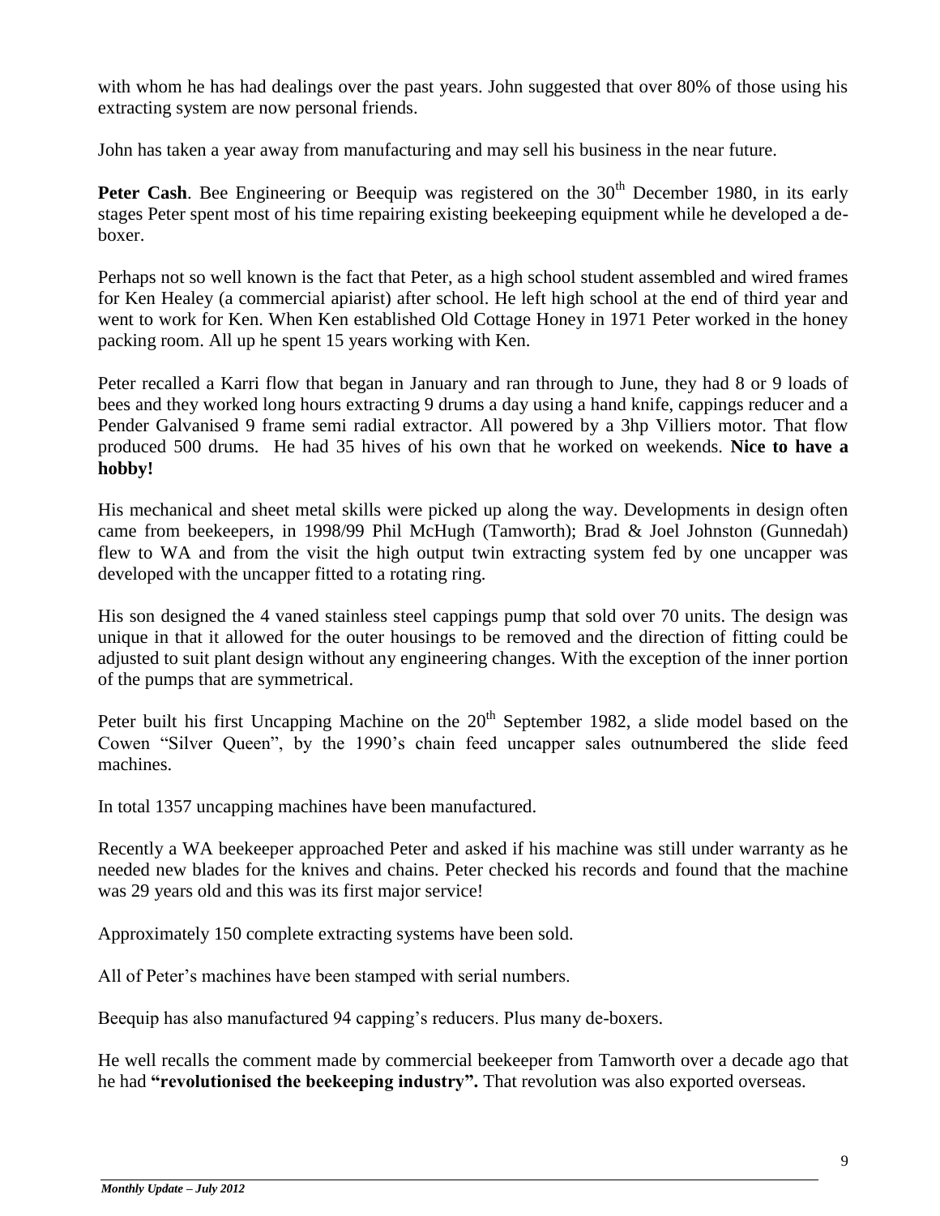with whom he has had dealings over the past years. John suggested that over 80% of those using his extracting system are now personal friends.

John has taken a year away from manufacturing and may sell his business in the near future.

**Peter Cash**. Bee Engineering or Beequip was registered on the 30th December 1980, in its early stages Peter spent most of his time repairing existing beekeeping equipment while he developed a de-boxer.

Perhaps not so well known is the fact that Peter, as a high school student assembled and wired frames for Ken Healey (a commercial apiarist) after school. He left high school at the end of third year and went to work for Ken. When Ken established Old Cottage Honey in 1971 Peter worked in the honey packing room. All up he spent 15 years working with Ken.

Peter recalled a Karri flow that began in January and ran through to June, they had 8 or 9 loads of bees and they worked long hours extracting 9 drums a day using a hand knife, cappings reducer and a Pender Galvanised 9 frame semi radial extractor. All powered by a 3hp Villiers motor. That flow produced 500 drums. He had 35 hives of his own that he worked on weekends. **Nice to have a hobby!**

His mechanical and sheet metal skills were picked up along the way. Developments in design often came from beekeepers, in 1998/99 Phil McHugh (Tamworth); Brad & Joel Johnston (Gunnedah) flew to WA and from the visit the high output twin extracting system fed by one uncapper was developed with the uncapper fitted to a rotating ring.

His son designed the 4 vaned stainless steel cappings pump that sold over 70 units. The design was unique in that it allowed for the outer housings to be removed and the direction of fitting could be adjusted to suit plant design without any engineering changes. With the exception of the inner portion of the pumps that are symmetrical.

Peter built his first Uncapping Machine on the 20th September 1982, a slide model based on the Cowen "Silver Queen", by the 1990's chain feed uncapper sales outnumbered the slide feed machines.

In total 1357 uncapping machines have been manufactured.

Recently a WA beekeeper approached Peter and asked if his machine was still under warranty as he needed new blades for the knives and chains. Peter checked his records and found that the machine was 29 years old and this was its first major service!

Approximately 150 complete extracting systems have been sold.

All of Peter's machines have been stamped with serial numbers.

Beequip has also manufactured 94 capping's reducers. Plus many de-boxers.

He well recalls the comment made by commercial beekeeper from Tamworth over a decade ago that he had **"revolutionised the beekeeping industry".** That revolution was also exported overseas.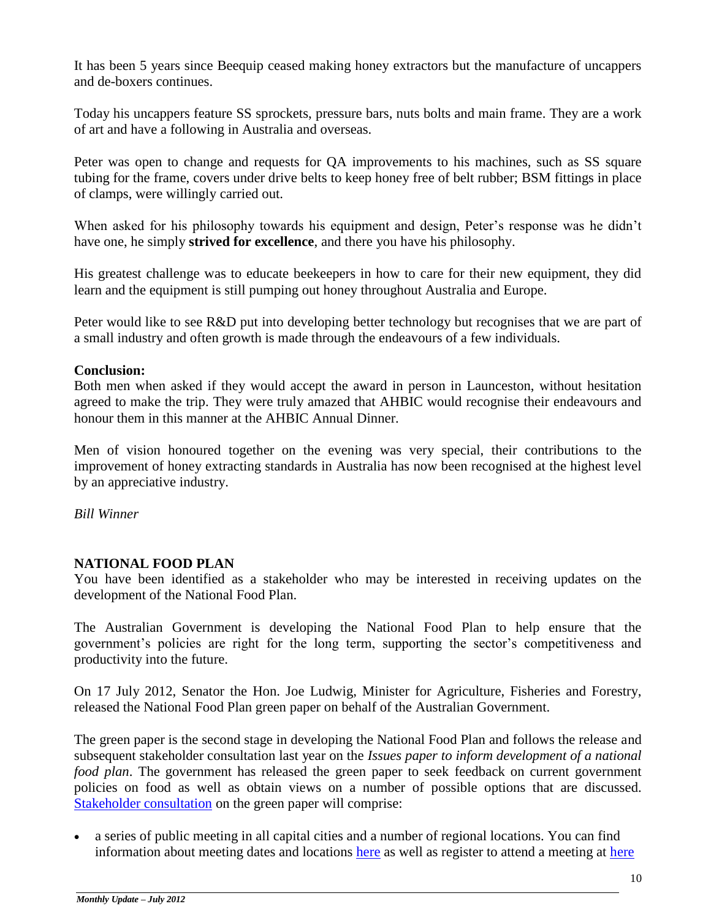It has been 5 years since Beequip ceased making honey extractors but the manufacture of uncappers and de-boxers continues.

Today his uncappers feature SS sprockets, pressure bars, nuts bolts and main frame. They are a work of art and have a following in Australia and overseas.

Peter was open to change and requests for QA improvements to his machines, such as SS square tubing for the frame, covers under drive belts to keep honey free of belt rubber; BSM fittings in place of clamps, were willingly carried out.

When asked for his philosophy towards his equipment and design, Peter's response was he didn't have one, he simply **strived for excellence**, and there you have his philosophy.

His greatest challenge was to educate beekeepers in how to care for their new equipment, they did learn and the equipment is still pumping out honey throughout Australia and Europe.

Peter would like to see R&D put into developing better technology but recognises that we are part of a small industry and often growth is made through the endeavours of a few individuals.

**Conclusion:**
Both men when asked if they would accept the award in person in Launceston, without hesitation agreed to make the trip. They were truly amazed that AHBIC would recognise their endeavours and honour them in this manner at the AHBIC Annual Dinner.

Men of vision honoured together on the evening was very special, their contributions to the improvement of honey extracting standards in Australia has now been recognised at the highest level by an appreciative industry.

*Bill Winner*

## NATIONAL FOOD PLAN

You have been identified as a stakeholder who may be interested in receiving updates on the development of the National Food Plan.

The Australian Government is developing the National Food Plan to help ensure that the government's policies are right for the long term, supporting the sector's competitiveness and productivity into the future.

On 17 July 2012, Senator the Hon. Joe Ludwig, Minister for Agriculture, Fisheries and Forestry, released the National Food Plan green paper on behalf of the Australian Government.

The green paper is the second stage in developing the National Food Plan and follows the release and subsequent stakeholder consultation last year on the *Issues paper to inform development of a national food plan*. The government has released the green paper to seek feedback on current government policies on food as well as obtain views on a number of possible options that are discussed. Stakeholder consultation on the green paper will comprise:

- a series of public meeting in all capital cities and a number of regional locations. You can find information about meeting dates and locations here as well as register to attend a meeting at here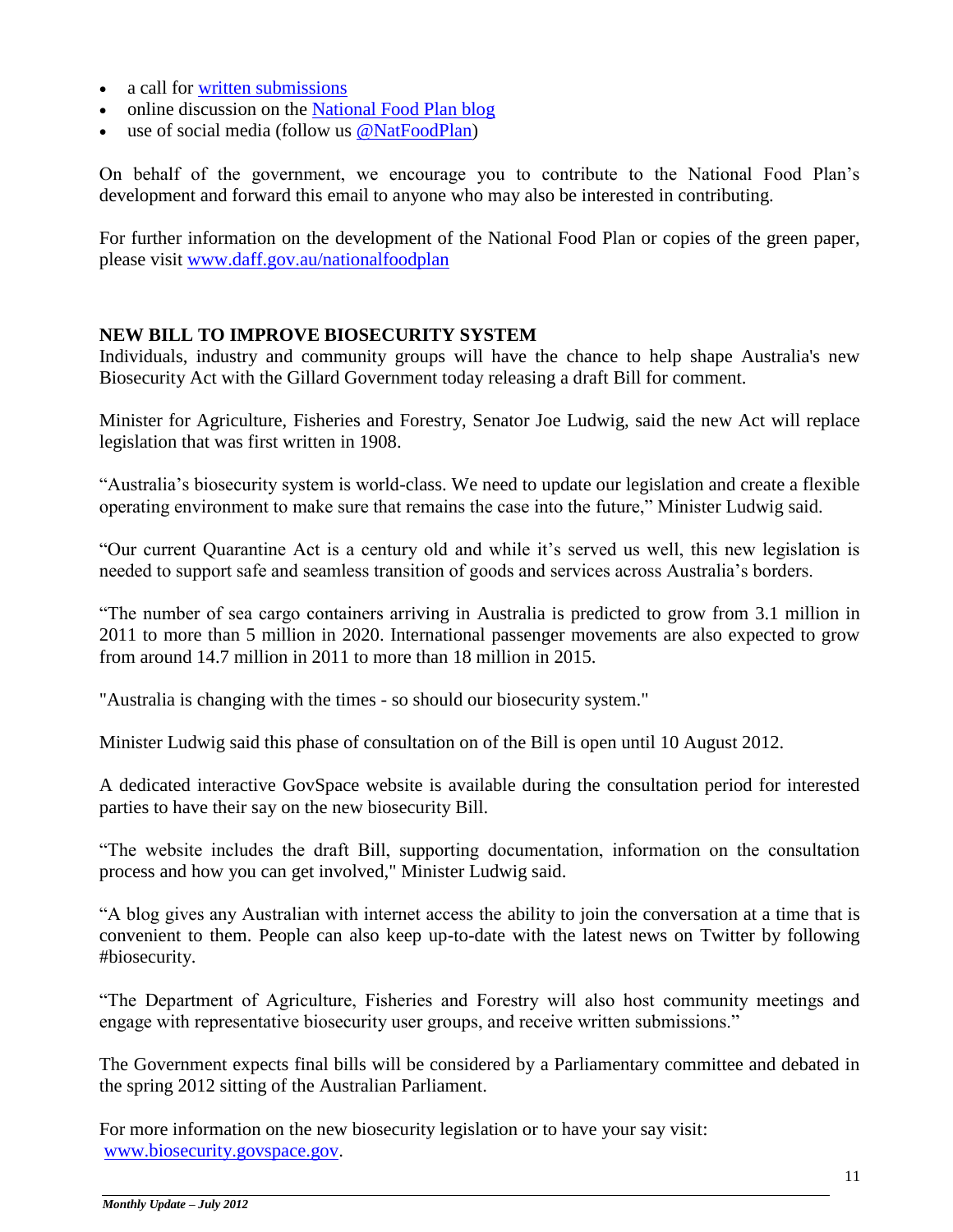- a call for [written submissions](#)
- online discussion on the [National Food Plan blog](#)
- use of social media (follow us [@NatFoodPlan](#))

On behalf of the government, we encourage you to contribute to the National Food Plan's development and forward this email to anyone who may also be interested in contributing.

For further information on the development of the National Food Plan or copies of the green paper, please visit [www.daff.gov.au/nationalfoodplan](http://www.daff.gov.au/nationalfoodplan)

## NEW BILL TO IMPROVE BIOSECURITY SYSTEM

Individuals, industry and community groups will have the chance to help shape Australia's new Biosecurity Act with the Gillard Government today releasing a draft Bill for comment.

Minister for Agriculture, Fisheries and Forestry, Senator Joe Ludwig, said the new Act will replace legislation that was first written in 1908.

"Australia's biosecurity system is world-class. We need to update our legislation and create a flexible operating environment to make sure that remains the case into the future," Minister Ludwig said.

"Our current Quarantine Act is a century old and while it's served us well, this new legislation is needed to support safe and seamless transition of goods and services across Australia's borders.

"The number of sea cargo containers arriving in Australia is predicted to grow from 3.1 million in 2011 to more than 5 million in 2020. International passenger movements are also expected to grow from around 14.7 million in 2011 to more than 18 million in 2015.

"Australia is changing with the times - so should our biosecurity system."

Minister Ludwig said this phase of consultation on of the Bill is open until 10 August 2012.

A dedicated interactive GovSpace website is available during the consultation period for interested parties to have their say on the new biosecurity Bill.

"The website includes the draft Bill, supporting documentation, information on the consultation process and how you can get involved," Minister Ludwig said.

"A blog gives any Australian with internet access the ability to join the conversation at a time that is convenient to them. People can also keep up-to-date with the latest news on Twitter by following #biosecurity.

"The Department of Agriculture, Fisheries and Forestry will also host community meetings and engage with representative biosecurity user groups, and receive written submissions."

The Government expects final bills will be considered by a Parliamentary committee and debated in the spring 2012 sitting of the Australian Parliament.

For more information on the new biosecurity legislation or to have your say visit:
[www.biosecurity.govspace.gov](http://www.biosecurity.govspace.gov).